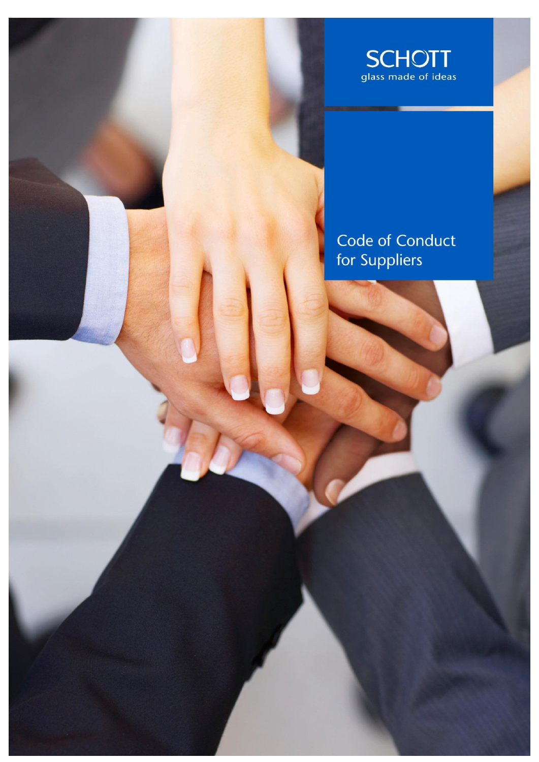SCHOTT

glass made of ideas

# Code of Conduct for Suppliers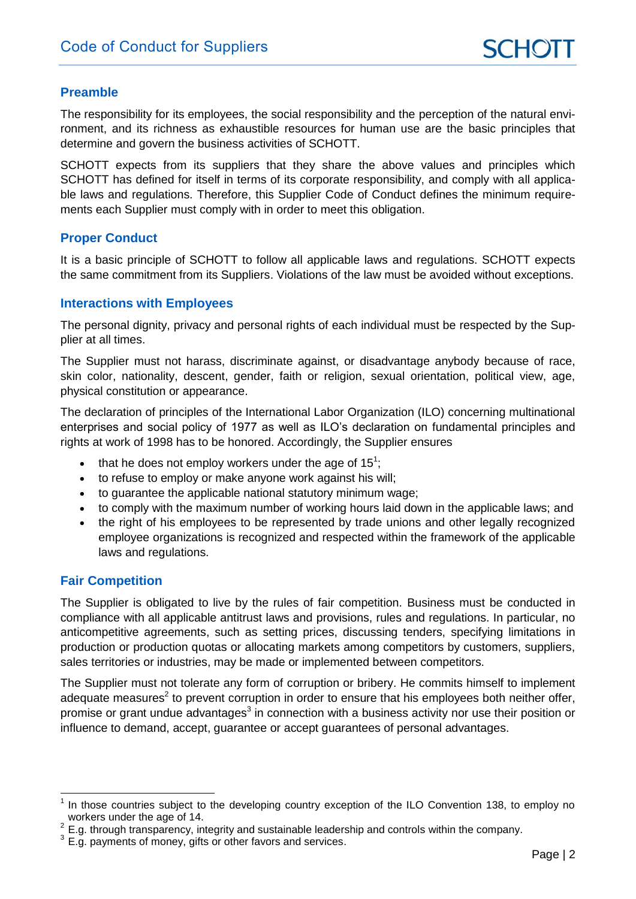## Preamble

The responsibility for its employees, the social responsibility and the perception of the natural environment, and its richness as exhaustible resources for human use are the basic principles that determine and govern the business activities of SCHOTT.

SCHOTT expects from its suppliers that they share the above values and principles which SCHOTT has defined for itself in terms of its corporate responsibility, and comply with all applicable laws and regulations. Therefore, this Supplier Code of Conduct defines the minimum requirements each Supplier must comply with in order to meet this obligation.

## Proper Conduct

It is a basic principle of SCHOTT to follow all applicable laws and regulations. SCHOTT expects the same commitment from its Suppliers. Violations of the law must be avoided without exceptions.

## Interactions with Employees

The personal dignity, privacy and personal rights of each individual must be respected by the Supplier at all times.

The Supplier must not harass, discriminate against, or disadvantage anybody because of race, skin color, nationality, descent, gender, faith or religion, sexual orientation, political view, age, physical constitution or appearance.

The declaration of principles of the International Labor Organization (ILO) concerning multinational enterprises and social policy of 1977 as well as ILO's declaration on fundamental principles and rights at work of 1998 has to be honored. Accordingly, the Supplier ensures

- that he does not employ workers under the age of 15[1];
- to refuse to employ or make anyone work against his will;
- to guarantee the applicable national statutory minimum wage;
- to comply with the maximum number of working hours laid down in the applicable laws; and
- the right of his employees to be represented by trade unions and other legally recognized employee organizations is recognized and respected within the framework of the applicable laws and regulations.

## Fair Competition

The Supplier is obligated to live by the rules of fair competition. Business must be conducted in compliance with all applicable antitrust laws and provisions, rules and regulations. In particular, no anticompetitive agreements, such as setting prices, discussing tenders, specifying limitations in production or production quotas or allocating markets among competitors by customers, suppliers, sales territories or industries, may be made or implemented between competitors.

The Supplier must not tolerate any form of corruption or bribery. He commits himself to implement adequate measures[2] to prevent corruption in order to ensure that his employees both neither offer, promise or grant undue advantages[3] in connection with a business activity nor use their position or influence to demand, accept, guarantee or accept guarantees of personal advantages.

---

[1] In those countries subject to the developing country exception of the ILO Convention 138, to employ no workers under the age of 14.

[2] E.g. through transparency, integrity and sustainable leadership and controls within the company.

[3] E.g. payments of money, gifts or other favors and services.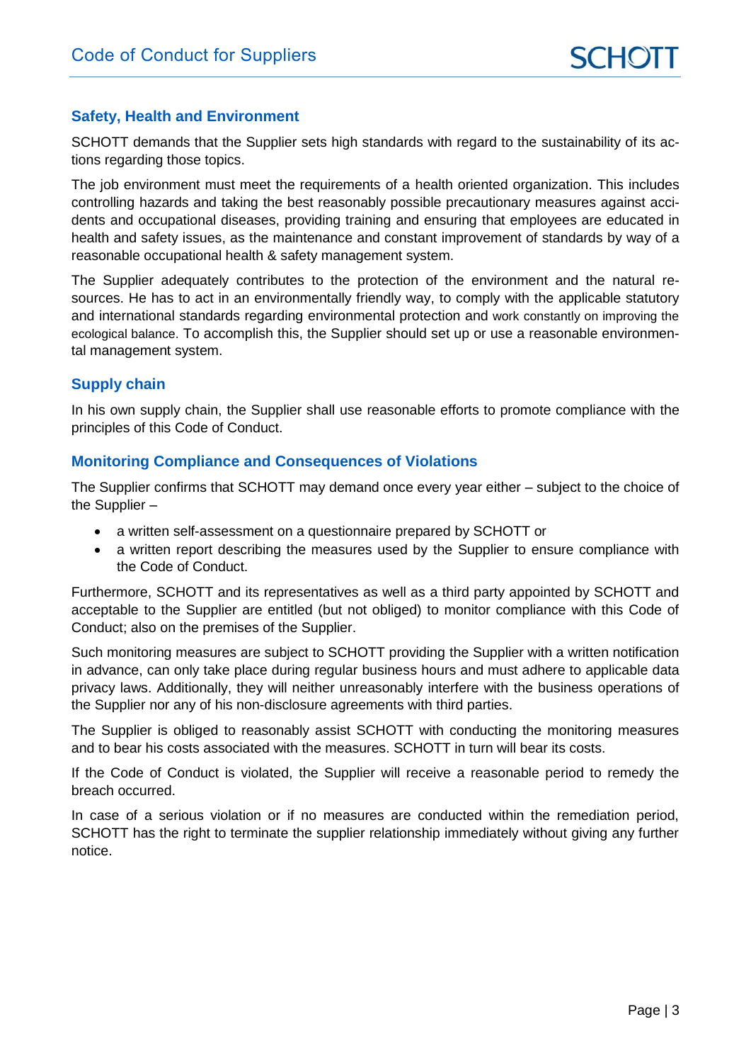## Safety, Health and Environment

SCHOTT demands that the Supplier sets high standards with regard to the sustainability of its actions regarding those topics.

The job environment must meet the requirements of a health oriented organization. This includes controlling hazards and taking the best reasonably possible precautionary measures against accidents and occupational diseases, providing training and ensuring that employees are educated in health and safety issues, as the maintenance and constant improvement of standards by way of a reasonable occupational health & safety management system.

The Supplier adequately contributes to the protection of the environment and the natural resources. He has to act in an environmentally friendly way, to comply with the applicable statutory and international standards regarding environmental protection and work constantly on improving the ecological balance. To accomplish this, the Supplier should set up or use a reasonable environmental management system.

## Supply chain

In his own supply chain, the Supplier shall use reasonable efforts to promote compliance with the principles of this Code of Conduct.

## Monitoring Compliance and Consequences of Violations

The Supplier confirms that SCHOTT may demand once every year either – subject to the choice of the Supplier –

- a written self-assessment on a questionnaire prepared by SCHOTT or
- a written report describing the measures used by the Supplier to ensure compliance with the Code of Conduct.

Furthermore, SCHOTT and its representatives as well as a third party appointed by SCHOTT and acceptable to the Supplier are entitled (but not obliged) to monitor compliance with this Code of Conduct; also on the premises of the Supplier.

Such monitoring measures are subject to SCHOTT providing the Supplier with a written notification in advance, can only take place during regular business hours and must adhere to applicable data privacy laws. Additionally, they will neither unreasonably interfere with the business operations of the Supplier nor any of his non-disclosure agreements with third parties.

The Supplier is obliged to reasonably assist SCHOTT with conducting the monitoring measures and to bear his costs associated with the measures. SCHOTT in turn will bear its costs.

If the Code of Conduct is violated, the Supplier will receive a reasonable period to remedy the breach occurred.

In case of a serious violation or if no measures are conducted within the remediation period, SCHOTT has the right to terminate the supplier relationship immediately without giving any further notice.